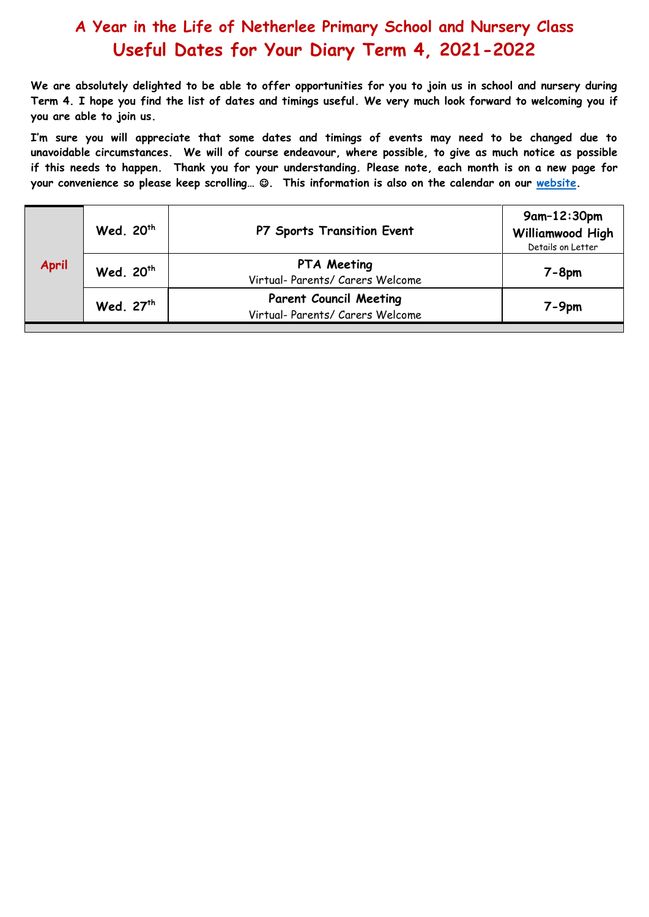# A Year in the Life of Netherlee Primary School and Nursery Class
# Useful Dates for Your Diary Term 4, 2021-2022

**We are absolutely delighted to be able to offer opportunities for you to join us in school and nursery during Term 4. I hope you find the list of dates and timings useful. We very much look forward to welcoming you if you are able to join us.**

**I'm sure you will appreciate that some dates and timings of events may need to be changed due to unavoidable circumstances. We will of course endeavour, where possible, to give as much notice as possible if this needs to happen. Thank you for your understanding. Please note, each month is on a new page for your convenience so please keep scrolling… ☺. This information is also on the calendar on our website.**

| Month | Date | Event | Time |
|---|---|---|---|
| **April** | **Wed. 20th** | **P7 Sports Transition Event** | **9am–12:30pm Williamwood High** Details on Letter |
| | **Wed. 20th** | **PTA Meeting** Virtual- Parents/ Carers Welcome | **7-8pm** |
| | **Wed. 27th** | **Parent Council Meeting** Virtual- Parents/ Carers Welcome | **7-9pm** |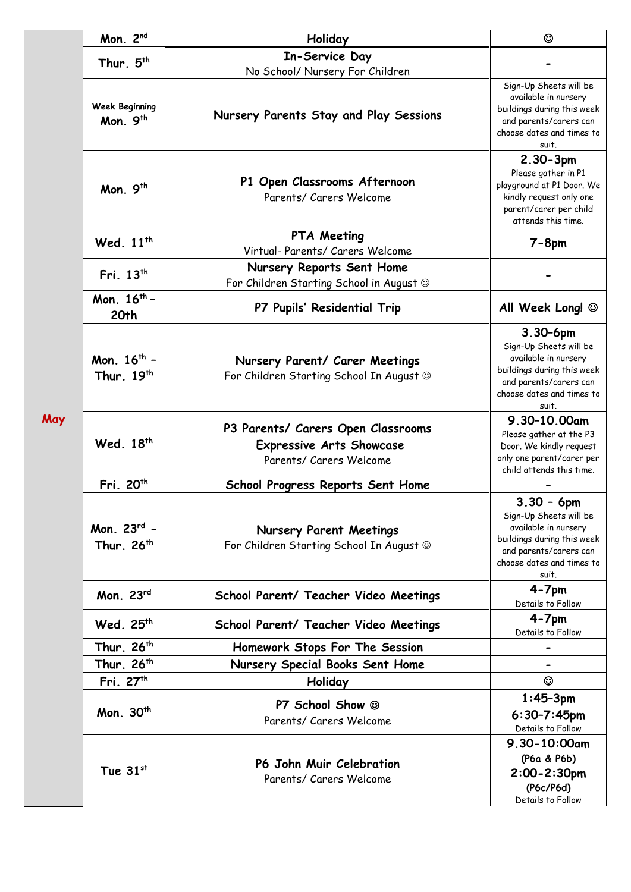| | | | |
|---|---|---|---|
| May | Mon. 2nd | **Holiday** | ☺ |
| | Thur. 5th | **In-Service Day**<br>No School/ Nursery For Children | - |
| | Week Beginning Mon. 9th | **Nursery Parents Stay and Play Sessions** | Sign-Up Sheets will be available in nursery buildings during this week and parents/carers can choose dates and times to suit. |
| | Mon. 9th | **P1 Open Classrooms Afternoon**<br>Parents/ Carers Welcome | **2.30-3pm**<br>Please gather in P1 playground at P1 Door. We kindly request only one parent/carer per child attends this time. |
| | Wed. 11th | **PTA Meeting**<br>Virtual- Parents/ Carers Welcome | **7-8pm** |
| | Fri. 13th | **Nursery Reports Sent Home**<br>For Children Starting School in August ☺ | - |
| | Mon. 16th – 20th | **P7 Pupils' Residential Trip** | **All Week Long! ☺** |
| | Mon. 16th – Thur. 19th | **Nursery Parent/ Carer Meetings**<br>For Children Starting School In August ☺ | **3.30–6pm**<br>Sign-Up Sheets will be available in nursery buildings during this week and parents/carers can choose dates and times to suit. |
| | Wed. 18th | **P3 Parents/ Carers Open Classrooms**<br>**Expressive Arts Showcase**<br>Parents/ Carers Welcome | **9.30–10.00am**<br>Please gather at the P3 Door. We kindly request only one parent/carer per child attends this time. |
| | Fri. 20th | **School Progress Reports Sent Home** | - |
| | Mon. 23rd - Thur. 26th | **Nursery Parent Meetings**<br>For Children Starting School In August ☺ | **3.30 – 6pm**<br>Sign-Up Sheets will be available in nursery buildings during this week and parents/carers can choose dates and times to suit. |
| | Mon. 23rd | **School Parent/ Teacher Video Meetings** | **4-7pm**<br>Details to Follow |
| | Wed. 25th | **School Parent/ Teacher Video Meetings** | **4-7pm**<br>Details to Follow |
| | Thur. 26th | **Homework Stops For The Session** | - |
| | Thur. 26th | **Nursery Special Books Sent Home** | - |
| | Fri. 27th | **Holiday** | ☺ |
| | Mon. 30th | **P7 School Show ☺**<br>Parents/ Carers Welcome | **1:45–3pm**<br>**6:30–7:45pm**<br>Details to Follow |
| | Tue 31st | **P6 John Muir Celebration**<br>Parents/ Carers Welcome | **9.30-10:00am**<br>**(P6a & P6b)**<br>**2:00-2:30pm**<br>**(P6c/P6d)**<br>Details to Follow |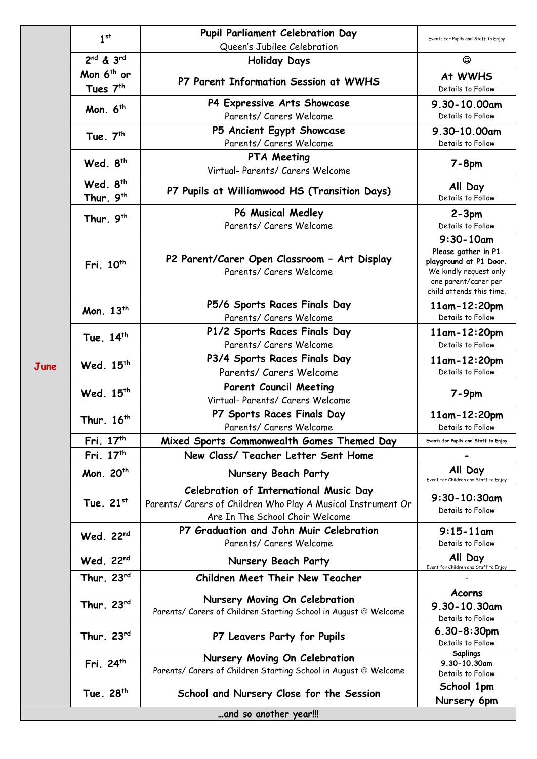| | | | |
|---|---|---|---|
| June | 1st | **Pupil Parliament Celebration Day** Queen's Jubilee Celebration | Events for Pupils and Staff to Enjoy |
| | 2nd & 3rd | **Holiday Days** | ☺ |
| | Mon 6th or Tues 7th | **P7 Parent Information Session at WWHS** | **At WWHS** Details to Follow |
| | Mon. 6th | **P4 Expressive Arts Showcase** Parents/ Carers Welcome | **9.30-10.00am** Details to Follow |
| | Tue. 7th | **P5 Ancient Egypt Showcase** Parents/ Carers Welcome | **9.30–10.00am** Details to Follow |
| | Wed. 8th | **PTA Meeting** Virtual- Parents/ Carers Welcome | **7-8pm** |
| | Wed. 8th Thur. 9th | **P7 Pupils at Williamwood HS (Transition Days)** | **All Day** Details to Follow |
| | Thur. 9th | **P6 Musical Medley** Parents/ Carers Welcome | **2-3pm** Details to Follow |
| | Fri. 10th | **P2 Parent/Carer Open Classroom – Art Display** Parents/ Carers Welcome | **9:30-10am** **Please gather in P1 playground at P1 Door.** We kindly request only one parent/carer per child attends this time. |
| | Mon. 13th | **P5/6 Sports Races Finals Day** Parents/ Carers Welcome | **11am-12:20pm** Details to Follow |
| | Tue. 14th | **P1/2 Sports Races Finals Day** Parents/ Carers Welcome | **11am-12:20pm** Details to Follow |
| | Wed. 15th | **P3/4 Sports Races Finals Day** Parents/ Carers Welcome | **11am-12:20pm** Details to Follow |
| | Wed. 15th | **Parent Council Meeting** Virtual- Parents/ Carers Welcome | **7-9pm** |
| | Thur. 16th | **P7 Sports Races Finals Day** Parents/ Carers Welcome | **11am-12:20pm** Details to Follow |
| | Fri. 17th | **Mixed Sports Commonwealth Games Themed Day** | **Events for Pupils and Staff to Enjoy** |
| | Fri. 17th | **New Class/ Teacher Letter Sent Home** | - |
| | Mon. 20th | **Nursery Beach Party** | **All Day** Event for Children and Staff to Enjoy |
| | Tue. 21st | **Celebration of International Music Day** Parents/ Carers of Children Who Play A Musical Instrument Or Are In The School Choir Welcome | **9:30-10:30am** Details to Follow |
| | Wed. 22nd | **P7 Graduation and John Muir Celebration** Parents/ Carers Welcome | **9:15-11am** Details to Follow |
| | Wed. 22nd | **Nursery Beach Party** | **All Day** Event for Children and Staff to Enjoy |
| | Thur. 23rd | **Children Meet Their New Teacher** | - |
| | Thur. 23rd | **Nursery Moving On Celebration** Parents/ Carers of Children Starting School in August ☺ Welcome | **Acorns** **9.30-10.30am** Details to Follow |
| | Thur. 23rd | **P7 Leavers Party for Pupils** | **6.30-8:30pm** Details to Follow |
| | Fri. 24th | **Nursery Moving On Celebration** Parents/ Carers of Children Starting School in August ☺ Welcome | **Saplings** **9.30-10.30am** Details to Follow |
| | Tue. 28th | **School and Nursery Close for the Session** | **School 1pm** **Nursery 6pm** |

**…and so another year!!!**